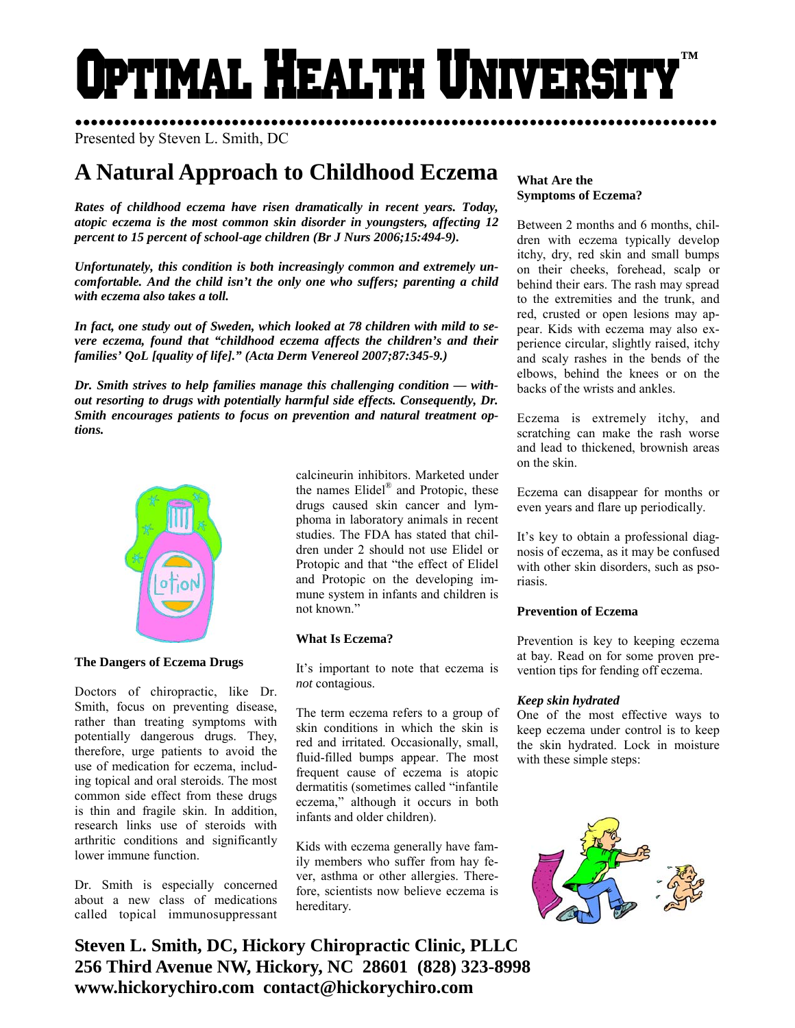# Optimal Health University™

Presented by Steven L. Smith, DC

## A Natural Approach to Childhood Eczema

***Rates of childhood eczema have risen dramatically in recent years. Today, atopic eczema is the most common skin disorder in youngsters, affecting 12 percent to 15 percent of school-age children (Br J Nurs 2006;15:494-9).***

***Unfortunately, this condition is both increasingly common and extremely uncomfortable. And the child isn't the only one who suffers; parenting a child with eczema also takes a toll.***

***In fact, one study out of Sweden, which looked at 78 children with mild to severe eczema, found that "childhood eczema affects the children's and their families' QoL [quality of life]." (Acta Derm Venereol 2007;87:345-9.)***

***Dr. Smith strives to help families manage this challenging condition — without resorting to drugs with potentially harmful side effects. Consequently, Dr. Smith encourages patients to focus on prevention and natural treatment options.***

### The Dangers of Eczema Drugs

Doctors of chiropractic, like Dr. Smith, focus on preventing disease, rather than treating symptoms with potentially dangerous drugs. They, therefore, urge patients to avoid the use of medication for eczema, including topical and oral steroids. The most common side effect from these drugs is thin and fragile skin. In addition, research links use of steroids with arthritic conditions and significantly lower immune function.

Dr. Smith is especially concerned about a new class of medications called topical immunosuppressant calcineurin inhibitors. Marketed under the names Elidel® and Protopic, these drugs caused skin cancer and lymphoma in laboratory animals in recent studies. The FDA has stated that children under 2 should not use Elidel or Protopic and that "the effect of Elidel and Protopic on the developing immune system in infants and children is not known."

### What Is Eczema?

It's important to note that eczema is *not* contagious.

The term eczema refers to a group of skin conditions in which the skin is red and irritated. Occasionally, small, fluid-filled bumps appear. The most frequent cause of eczema is atopic dermatitis (sometimes called "infantile eczema," although it occurs in both infants and older children).

Kids with eczema generally have family members who suffer from hay fever, asthma or other allergies. Therefore, scientists now believe eczema is hereditary.

### What Are the Symptoms of Eczema?

Between 2 months and 6 months, children with eczema typically develop itchy, dry, red skin and small bumps on their cheeks, forehead, scalp or behind their ears. The rash may spread to the extremities and the trunk, and red, crusted or open lesions may appear. Kids with eczema may also experience circular, slightly raised, itchy and scaly rashes in the bends of the elbows, behind the knees or on the backs of the wrists and ankles.

Eczema is extremely itchy, and scratching can make the rash worse and lead to thickened, brownish areas on the skin.

Eczema can disappear for months or even years and flare up periodically.

It's key to obtain a professional diagnosis of eczema, as it may be confused with other skin disorders, such as psoriasis.

### Prevention of Eczema

Prevention is key to keeping eczema at bay. Read on for some proven prevention tips for fending off eczema.

***Keep skin hydrated***

One of the most effective ways to keep eczema under control is to keep the skin hydrated. Lock in moisture with these simple steps:

**Steven L. Smith, DC, Hickory Chiropractic Clinic, PLLC**
**256 Third Avenue NW, Hickory, NC 28601 (828) 323-8998**
**www.hickorychiro.com contact@hickorychiro.com**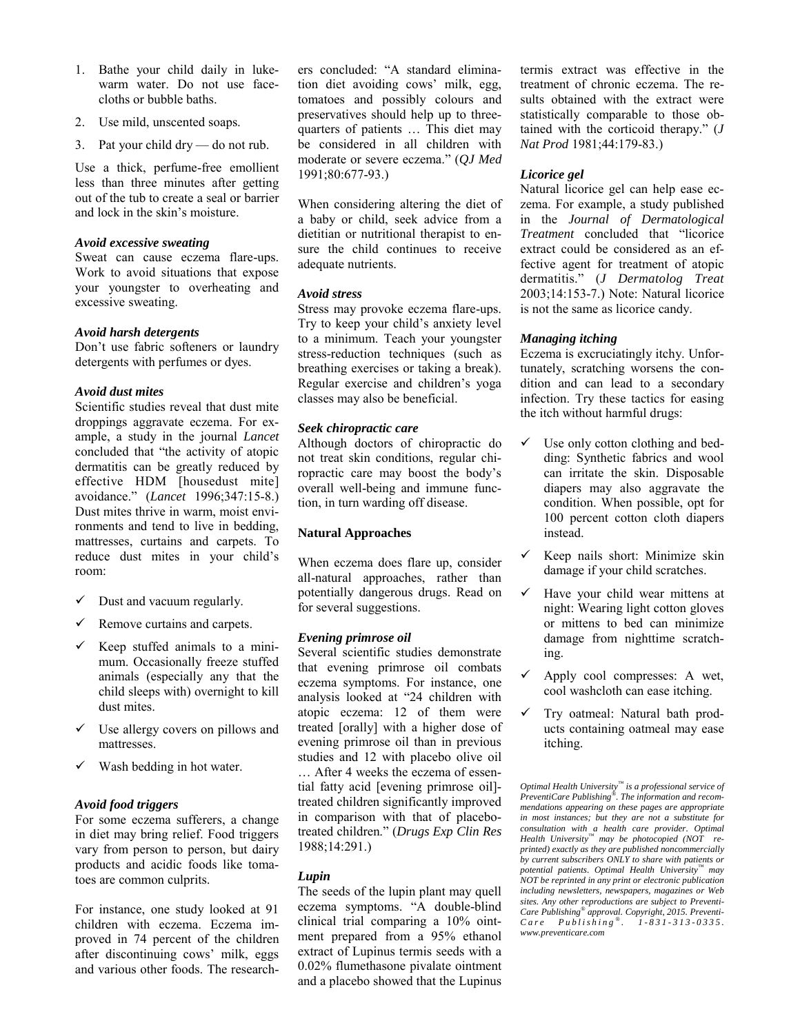1. Bathe your child daily in lukewarm water. Do not use facecloths or bubble baths.
2. Use mild, unscented soaps.
3. Pat your child dry — do not rub.

Use a thick, perfume-free emollient less than three minutes after getting out of the tub to create a seal or barrier and lock in the skin's moisture.

### *Avoid excessive sweating*

Sweat can cause eczema flare-ups. Work to avoid situations that expose your youngster to overheating and excessive sweating.

### *Avoid harsh detergents*

Don't use fabric softeners or laundry detergents with perfumes or dyes.

### *Avoid dust mites*

Scientific studies reveal that dust mite droppings aggravate eczema. For example, a study in the journal *Lancet* concluded that "the activity of atopic dermatitis can be greatly reduced by effective HDM [housedust mite] avoidance." (*Lancet* 1996;347:15-8.) Dust mites thrive in warm, moist environments and tend to live in bedding, mattresses, curtains and carpets. To reduce dust mites in your child's room:

- ✓ Dust and vacuum regularly.
- ✓ Remove curtains and carpets.
- ✓ Keep stuffed animals to a minimum. Occasionally freeze stuffed animals (especially any that the child sleeps with) overnight to kill dust mites.
- ✓ Use allergy covers on pillows and mattresses.
- ✓ Wash bedding in hot water.

### *Avoid food triggers*

For some eczema sufferers, a change in diet may bring relief. Food triggers vary from person to person, but dairy products and acidic foods like tomatoes are common culprits.

For instance, one study looked at 91 children with eczema. Eczema improved in 74 percent of the children after discontinuing cows' milk, eggs and various other foods. The researchers concluded: "A standard elimination diet avoiding cows' milk, egg, tomatoes and possibly colours and preservatives should help up to three-quarters of patients … This diet may be considered in all children with moderate or severe eczema." (*QJ Med* 1991;80:677-93.)

When considering altering the diet of a baby or child, seek advice from a dietitian or nutritional therapist to ensure the child continues to receive adequate nutrients.

### *Avoid stress*

Stress may provoke eczema flare-ups. Try to keep your child's anxiety level to a minimum. Teach your youngster stress-reduction techniques (such as breathing exercises or taking a break). Regular exercise and children's yoga classes may also be beneficial.

### *Seek chiropractic care*

Although doctors of chiropractic do not treat skin conditions, regular chiropractic care may boost the body's overall well-being and immune function, in turn warding off disease.

## Natural Approaches

When eczema does flare up, consider all-natural approaches, rather than potentially dangerous drugs. Read on for several suggestions.

### *Evening primrose oil*

Several scientific studies demonstrate that evening primrose oil combats eczema symptoms. For instance, one analysis looked at "24 children with atopic eczema: 12 of them were treated [orally] with a higher dose of evening primrose oil than in previous studies and 12 with placebo olive oil … After 4 weeks the eczema of essential fatty acid [evening primrose oil]-treated children significantly improved in comparison with that of placebo-treated children." (*Drugs Exp Clin Res* 1988;14:291.)

### *Lupin*

The seeds of the lupin plant may quell eczema symptoms. "A double-blind clinical trial comparing a 10% ointment prepared from a 95% ethanol extract of Lupinus termis seeds with a 0.02% flumethasone pivalate ointment and a placebo showed that the Lupinus termis extract was effective in the treatment of chronic eczema. The results obtained with the extract were statistically comparable to those obtained with the corticoid therapy." (*J Nat Prod* 1981;44:179-83.)

### *Licorice gel*

Natural licorice gel can help ease eczema. For example, a study published in the *Journal of Dermatological Treatment* concluded that "licorice extract could be considered as an effective agent for treatment of atopic dermatitis." (*J Dermatolog Treat* 2003;14:153-7.) Note: Natural licorice is not the same as licorice candy.

### *Managing itching*

Eczema is excruciatingly itchy. Unfortunately, scratching worsens the condition and can lead to a secondary infection. Try these tactics for easing the itch without harmful drugs:

- ✓ Use only cotton clothing and bedding: Synthetic fabrics and wool can irritate the skin. Disposable diapers may also aggravate the condition. When possible, opt for 100 percent cotton cloth diapers instead.
- ✓ Keep nails short: Minimize skin damage if your child scratches.
- ✓ Have your child wear mittens at night: Wearing light cotton gloves or mittens to bed can minimize damage from nighttime scratching.
- ✓ Apply cool compresses: A wet, cool washcloth can ease itching.
- ✓ Try oatmeal: Natural bath products containing oatmeal may ease itching.

*Optimal Health University™ is a professional service of PreventiCare Publishing®. The information and recommendations appearing on these pages are appropriate in most instances; but they are not a substitute for consultation with a health care provider. Optimal Health University™ may be photocopied (NOT reprinted) exactly as they are published noncommercially by current subscribers ONLY to share with patients or potential patients. Optimal Health University™ may NOT be reprinted in any print or electronic publication including newsletters, newspapers, magazines or Web sites. Any other reproductions are subject to PreventiCare Publishing® approval. Copyright, 2015. PreventiCare Publishing®. 1-831-313-0335. www.preventicare.com*